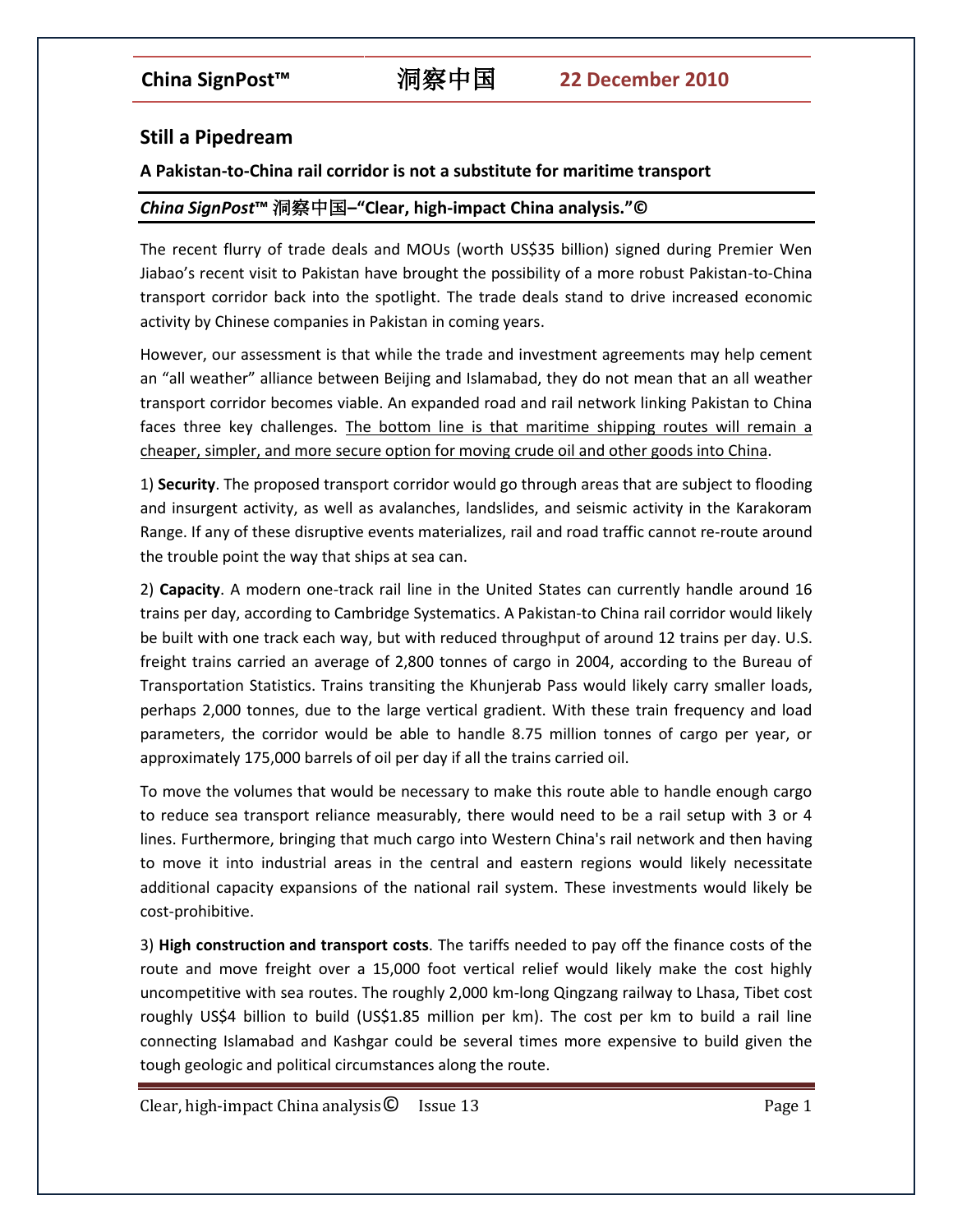# Still a Pipedream

**A Pakistan-to-China rail corridor is not a substitute for maritime transport**

***China SignPost*™ 洞察中国–"Clear, high-impact China analysis."©**

The recent flurry of trade deals and MOUs (worth US$35 billion) signed during Premier Wen Jiabao's recent visit to Pakistan have brought the possibility of a more robust Pakistan-to-China transport corridor back into the spotlight. The trade deals stand to drive increased economic activity by Chinese companies in Pakistan in coming years.

However, our assessment is that while the trade and investment agreements may help cement an "all weather" alliance between Beijing and Islamabad, they do not mean that an all weather transport corridor becomes viable. An expanded road and rail network linking Pakistan to China faces three key challenges. <u>The bottom line is that maritime shipping routes will remain a cheaper, simpler, and more secure option for moving crude oil and other goods into China</u>.

1) **Security**. The proposed transport corridor would go through areas that are subject to flooding and insurgent activity, as well as avalanches, landslides, and seismic activity in the Karakoram Range. If any of these disruptive events materializes, rail and road traffic cannot re-route around the trouble point the way that ships at sea can.

2) **Capacity**. A modern one-track rail line in the United States can currently handle around 16 trains per day, according to Cambridge Systematics. A Pakistan-to China rail corridor would likely be built with one track each way, but with reduced throughput of around 12 trains per day. U.S. freight trains carried an average of 2,800 tonnes of cargo in 2004, according to the Bureau of Transportation Statistics. Trains transiting the Khunjerab Pass would likely carry smaller loads, perhaps 2,000 tonnes, due to the large vertical gradient. With these train frequency and load parameters, the corridor would be able to handle 8.75 million tonnes of cargo per year, or approximately 175,000 barrels of oil per day if all the trains carried oil.

To move the volumes that would be necessary to make this route able to handle enough cargo to reduce sea transport reliance measurably, there would need to be a rail setup with 3 or 4 lines. Furthermore, bringing that much cargo into Western China's rail network and then having to move it into industrial areas in the central and eastern regions would likely necessitate additional capacity expansions of the national rail system. These investments would likely be cost-prohibitive.

3) **High construction and transport costs**. The tariffs needed to pay off the finance costs of the route and move freight over a 15,000 foot vertical relief would likely make the cost highly uncompetitive with sea routes. The roughly 2,000 km-long Qingzang railway to Lhasa, Tibet cost roughly US$4 billion to build (US$1.85 million per km). The cost per km to build a rail line connecting Islamabad and Kashgar could be several times more expensive to build given the tough geologic and political circumstances along the route.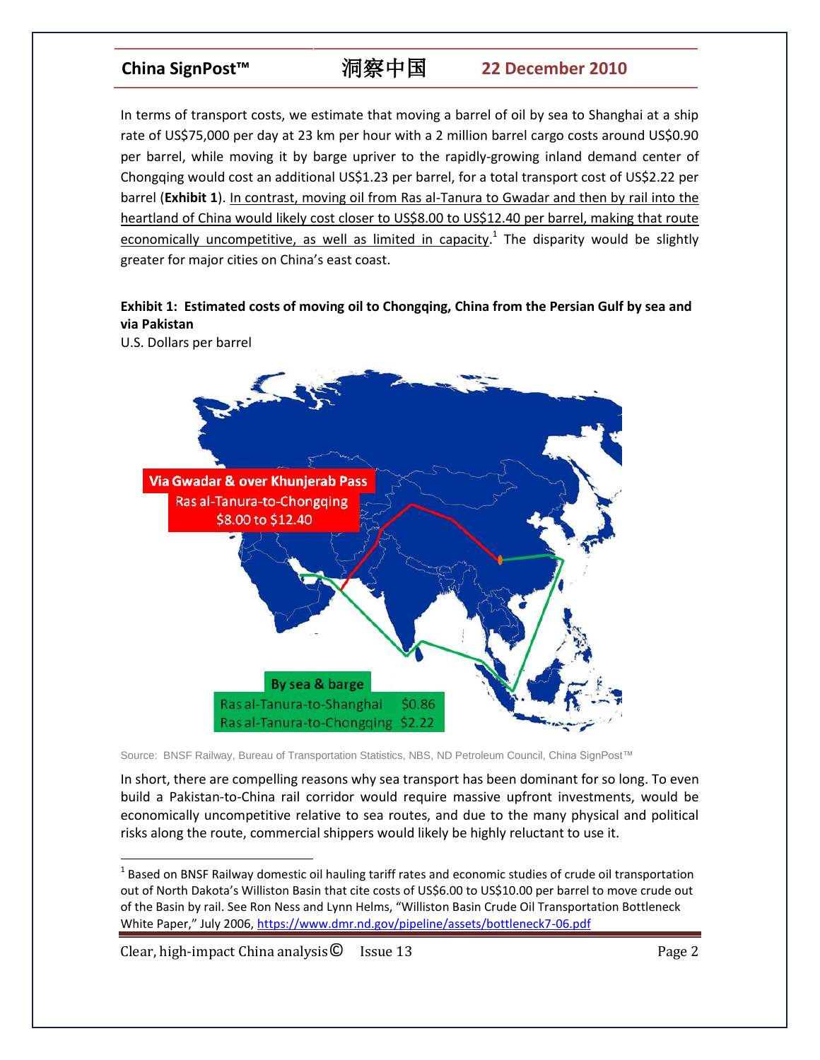In terms of transport costs, we estimate that moving a barrel of oil by sea to Shanghai at a ship rate of US$75,000 per day at 23 km per hour with a 2 million barrel cargo costs around US$0.90 per barrel, while moving it by barge upriver to the rapidly-growing inland demand center of Chongqing would cost an additional US$1.23 per barrel, for a total transport cost of US$2.22 per barrel (**Exhibit 1**). In contrast, moving oil from Ras al-Tanura to Gwadar and then by rail into the heartland of China would likely cost closer to US$8.00 to US$12.40 per barrel, making that route economically uncompetitive, as well as limited in capacity.[1] The disparity would be slightly greater for major cities on China's east coast.

**Exhibit 1: Estimated costs of moving oil to Chongqing, China from the Persian Gulf by sea and via Pakistan**

U.S. Dollars per barrel

**Via Gwadar & over Khunjerab Pass**

| Route | Cost |
| --- | --- |
| Ras al-Tanura-to-Chongqing | $8.00 to $12.40 |

**By sea & barge**

| Route | Cost |
| --- | --- |
| Ras al-Tanura-to-Shanghai | $0.86 |
| Ras al-Tanura-to-Chongqing | $2.22 |

Source: BNSF Railway, Bureau of Transportation Statistics, NBS, ND Petroleum Council, China SignPost™

In short, there are compelling reasons why sea transport has been dominant for so long. To even build a Pakistan-to-China rail corridor would require massive upfront investments, would be economically uncompetitive relative to sea routes, and due to the many physical and political risks along the route, commercial shippers would likely be highly reluctant to use it.

[1] Based on BNSF Railway domestic oil hauling tariff rates and economic studies of crude oil transportation out of North Dakota's Williston Basin that cite costs of US$6.00 to US$10.00 per barrel to move crude out of the Basin by rail. See Ron Ness and Lynn Helms, "Williston Basin Crude Oil Transportation Bottleneck White Paper," July 2006, https://www.dmr.nd.gov/pipeline/assets/bottleneck7-06.pdf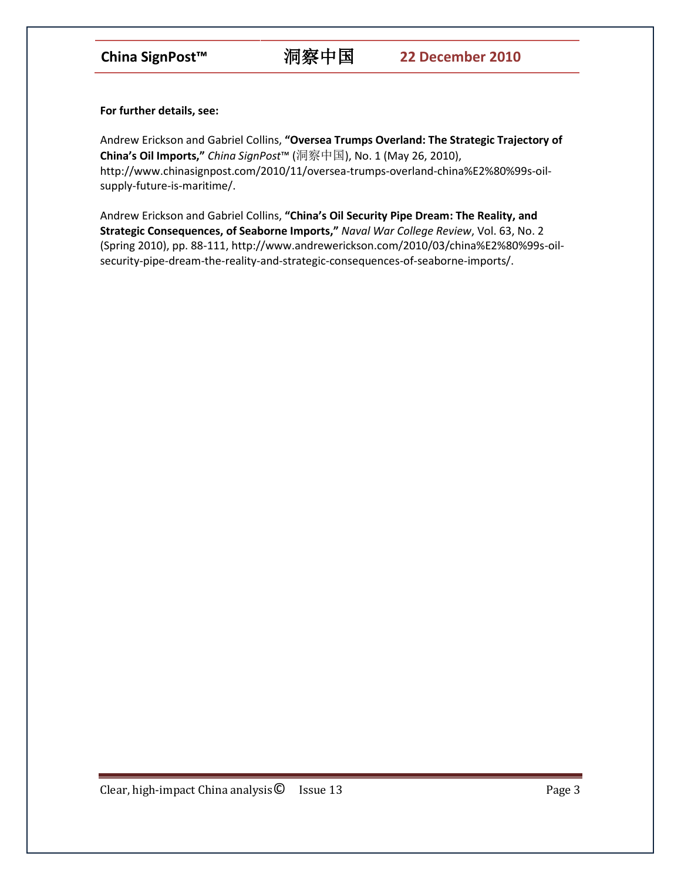**For further details, see:**

Andrew Erickson and Gabriel Collins, **"Oversea Trumps Overland: The Strategic Trajectory of China's Oil Imports,"** *China SignPost*™ (洞察中国), No. 1 (May 26, 2010), http://www.chinasignpost.com/2010/11/oversea-trumps-overland-china%E2%80%99s-oil-supply-future-is-maritime/.

Andrew Erickson and Gabriel Collins, **"China's Oil Security Pipe Dream: The Reality, and Strategic Consequences, of Seaborne Imports,"** *Naval War College Review*, Vol. 63, No. 2 (Spring 2010), pp. 88-111, http://www.andrewerickson.com/2010/03/china%E2%80%99s-oil-security-pipe-dream-the-reality-and-strategic-consequences-of-seaborne-imports/.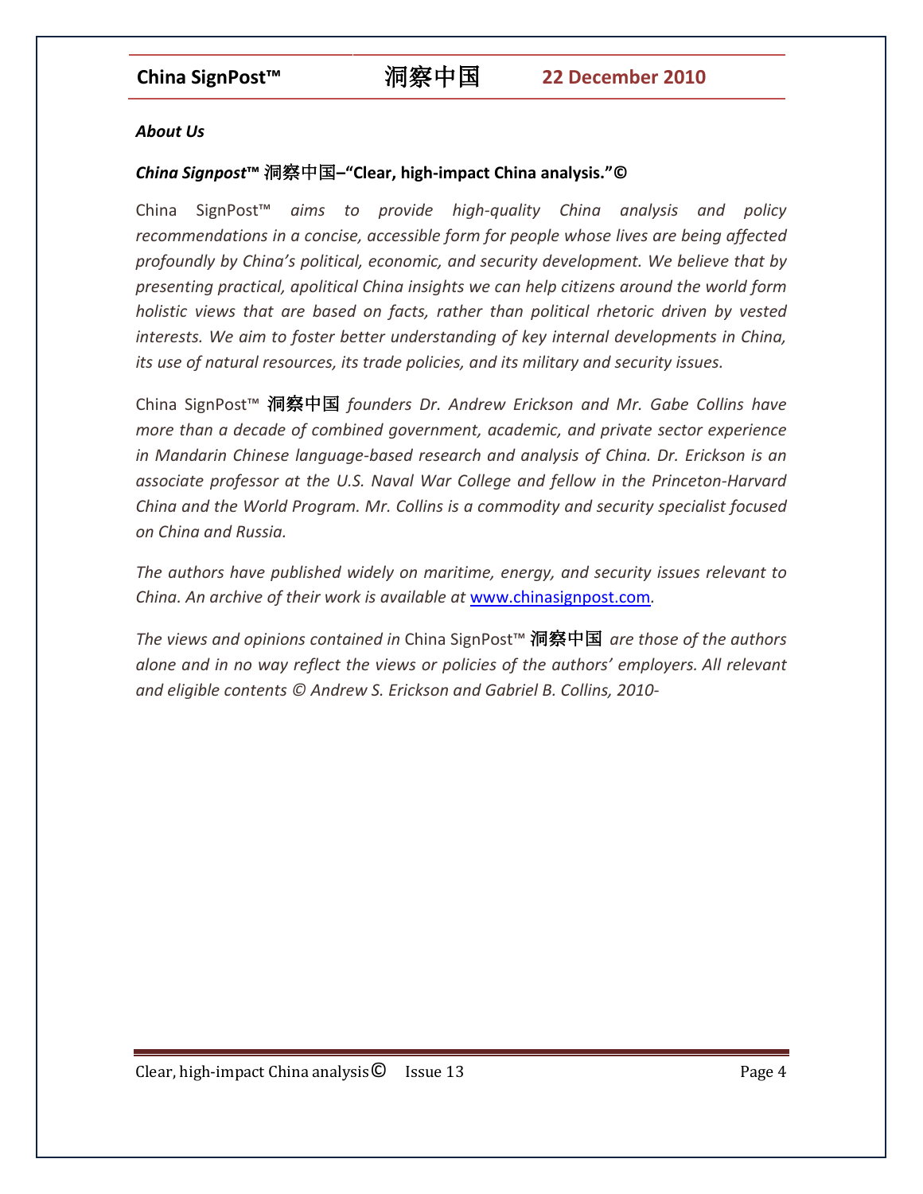## *About Us*

***China Signpost*™ 洞察中国–"Clear, high-impact China analysis."©**

China SignPost™ *aims to provide high-quality China analysis and policy recommendations in a concise, accessible form for people whose lives are being affected profoundly by China's political, economic, and security development. We believe that by presenting practical, apolitical China insights we can help citizens around the world form holistic views that are based on facts, rather than political rhetoric driven by vested interests. We aim to foster better understanding of key internal developments in China, its use of natural resources, its trade policies, and its military and security issues.*

China SignPost™ **洞察中国** *founders Dr. Andrew Erickson and Mr. Gabe Collins have more than a decade of combined government, academic, and private sector experience in Mandarin Chinese language-based research and analysis of China. Dr. Erickson is an associate professor at the U.S. Naval War College and fellow in the Princeton-Harvard China and the World Program. Mr. Collins is a commodity and security specialist focused on China and Russia.*

*The authors have published widely on maritime, energy, and security issues relevant to China. An archive of their work is available at* [www.chinasignpost.com](http://www.chinasignpost.com).

*The views and opinions contained in* China SignPost™ **洞察中国** *are those of the authors alone and in no way reflect the views or policies of the authors' employers. All relevant and eligible contents © Andrew S. Erickson and Gabriel B. Collins, 2010-*